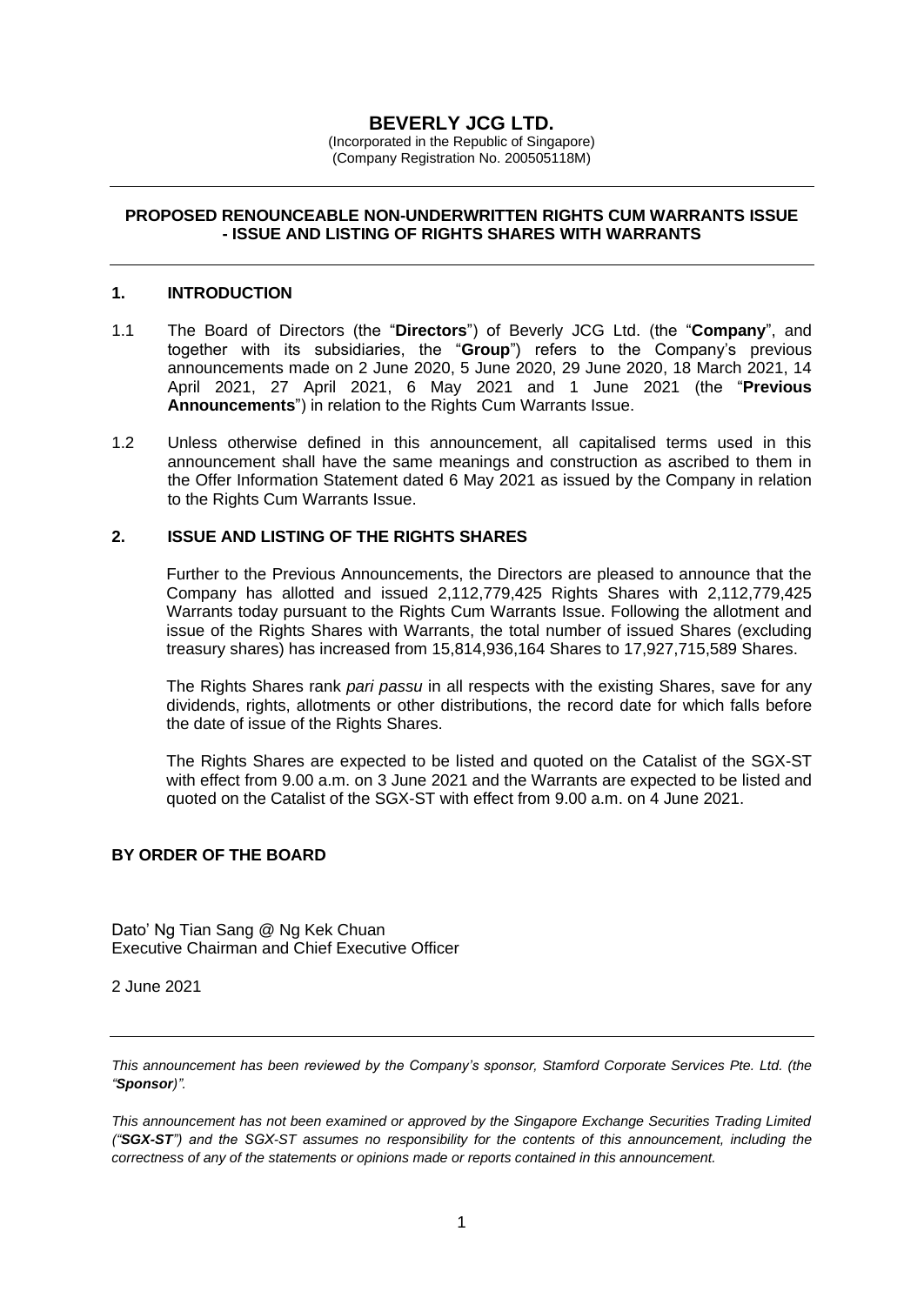# BEVERLY JCG LTD.

(Incorporated in the Republic of Singapore)
(Company Registration No. 200505118M)

---

**PROPOSED RENOUNCEABLE NON-UNDERWRITTEN RIGHTS CUM WARRANTS ISSUE - ISSUE AND LISTING OF RIGHTS SHARES WITH WARRANTS**

---

## 1. INTRODUCTION

1.1 The Board of Directors (the "**Directors**") of Beverly JCG Ltd. (the "**Company**", and together with its subsidiaries, the "**Group**") refers to the Company's previous announcements made on 2 June 2020, 5 June 2020, 29 June 2020, 18 March 2021, 14 April 2021, 27 April 2021, 6 May 2021 and 1 June 2021 (the "**Previous Announcements**") in relation to the Rights Cum Warrants Issue.

1.2 Unless otherwise defined in this announcement, all capitalised terms used in this announcement shall have the same meanings and construction as ascribed to them in the Offer Information Statement dated 6 May 2021 as issued by the Company in relation to the Rights Cum Warrants Issue.

## 2. ISSUE AND LISTING OF THE RIGHTS SHARES

Further to the Previous Announcements, the Directors are pleased to announce that the Company has allotted and issued 2,112,779,425 Rights Shares with 2,112,779,425 Warrants today pursuant to the Rights Cum Warrants Issue. Following the allotment and issue of the Rights Shares with Warrants, the total number of issued Shares (excluding treasury shares) has increased from 15,814,936,164 Shares to 17,927,715,589 Shares.

The Rights Shares rank *pari passu* in all respects with the existing Shares, save for any dividends, rights, allotments or other distributions, the record date for which falls before the date of issue of the Rights Shares.

The Rights Shares are expected to be listed and quoted on the Catalist of the SGX-ST with effect from 9.00 a.m. on 3 June 2021 and the Warrants are expected to be listed and quoted on the Catalist of the SGX-ST with effect from 9.00 a.m. on 4 June 2021.

**BY ORDER OF THE BOARD**

Dato' Ng Tian Sang @ Ng Kek Chuan
Executive Chairman and Chief Executive Officer

2 June 2021

---

*This announcement has been reviewed by the Company's sponsor, Stamford Corporate Services Pte. Ltd. (the "**Sponsor**")".*

*This announcement has not been examined or approved by the Singapore Exchange Securities Trading Limited ("**SGX-ST**") and the SGX-ST assumes no responsibility for the contents of this announcement, including the correctness of any of the statements or opinions made or reports contained in this announcement.*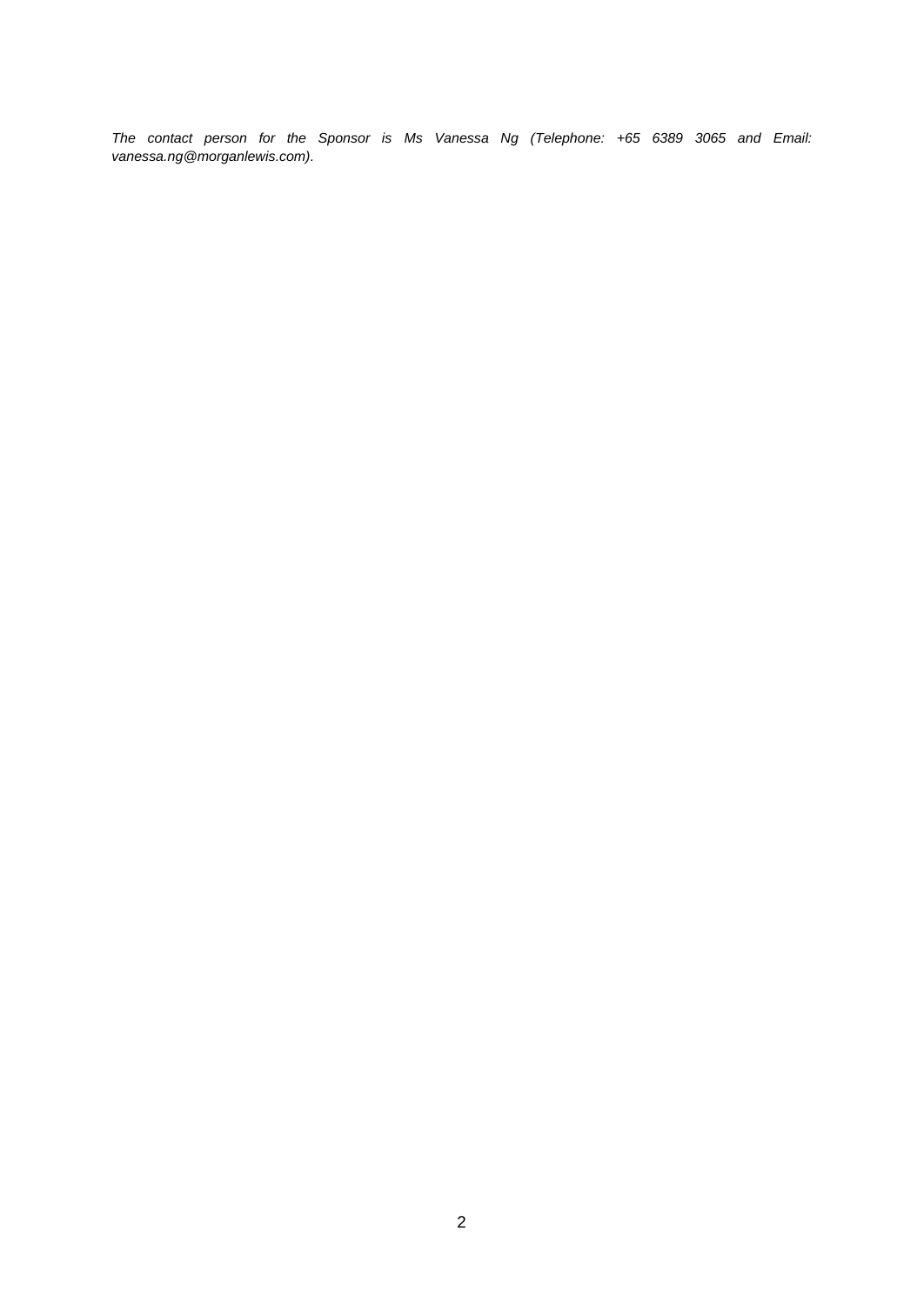*The contact person for the Sponsor is Ms Vanessa Ng (Telephone: +65 6389 3065 and Email: vanessa.ng@morganlewis.com).*